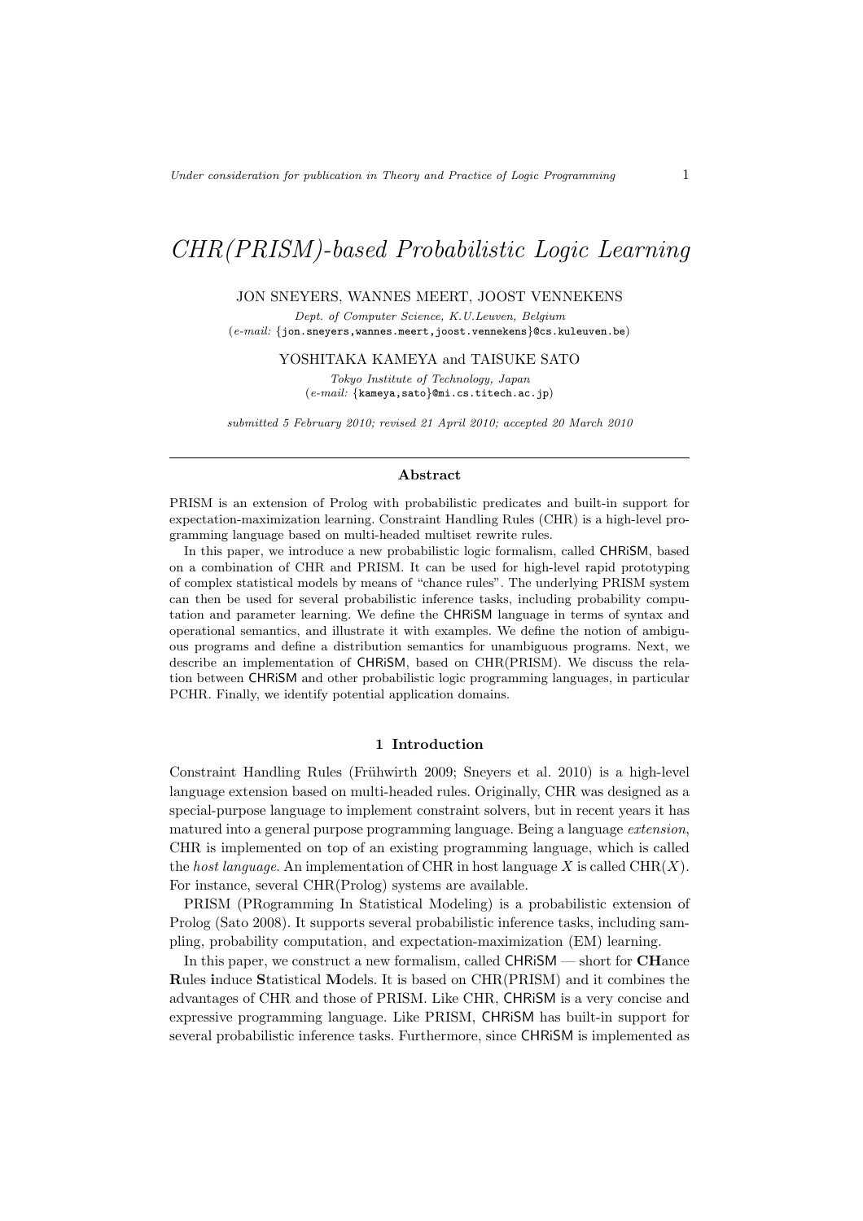# *CHR(PRISM)-based Probabilistic Logic Learning*

JON SNEYERS, WANNES MEERT, JOOST VENNEKENS

*Dept. of Computer Science, K.U.Leuven, Belgium*
(*e-mail:* {jon.sneyers,wannes.meert,joost.vennekens}@cs.kuleuven.be)

YOSHITAKA KAMEYA and TAISUKE SATO

*Tokyo Institute of Technology, Japan*
(*e-mail:* {kameya,sato}@mi.cs.titech.ac.jp)

*submitted 5 February 2010; revised 21 April 2010; accepted 20 March 2010*

## Abstract

PRISM is an extension of Prolog with probabilistic predicates and built-in support for expectation-maximization learning. Constraint Handling Rules (CHR) is a high-level programming language based on multi-headed multiset rewrite rules.

In this paper, we introduce a new probabilistic logic formalism, called CHRiSM, based on a combination of CHR and PRISM. It can be used for high-level rapid prototyping of complex statistical models by means of "chance rules". The underlying PRISM system can then be used for several probabilistic inference tasks, including probability computation and parameter learning. We define the CHRiSM language in terms of syntax and operational semantics, and illustrate it with examples. We define the notion of ambiguous programs and define a distribution semantics for unambiguous programs. Next, we describe an implementation of CHRiSM, based on CHR(PRISM). We discuss the relation between CHRiSM and other probabilistic logic programming languages, in particular PCHR. Finally, we identify potential application domains.

## 1 Introduction

Constraint Handling Rules (Frühwirth 2009; Sneyers et al. 2010) is a high-level language extension based on multi-headed rules. Originally, CHR was designed as a special-purpose language to implement constraint solvers, but in recent years it has matured into a general purpose programming language. Being a language *extension*, CHR is implemented on top of an existing programming language, which is called the *host language*. An implementation of CHR in host language $X$ is called CHR($X$). For instance, several CHR(Prolog) systems are available.

PRISM (PRogramming In Statistical Modeling) is a probabilistic extension of Prolog (Sato 2008). It supports several probabilistic inference tasks, including sampling, probability computation, and expectation-maximization (EM) learning.

In this paper, we construct a new formalism, called CHRiSM — short for **CH**ance **R**ules **i**nduce **S**tatistical **M**odels. It is based on CHR(PRISM) and it combines the advantages of CHR and those of PRISM. Like CHR, CHRiSM is a very concise and expressive programming language. Like PRISM, CHRiSM has built-in support for several probabilistic inference tasks. Furthermore, since CHRiSM is implemented as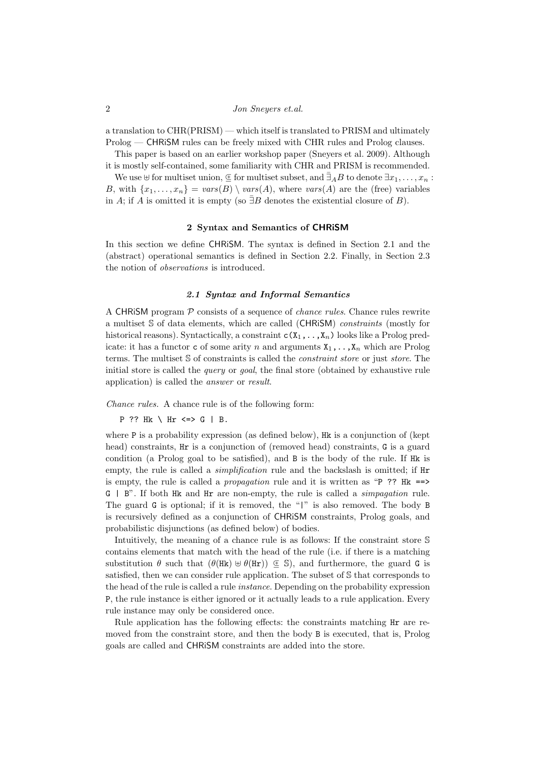a translation to CHR(PRISM) — which itself is translated to PRISM and ultimately Prolog — CHRiSM rules can be freely mixed with CHR rules and Prolog clauses.

This paper is based on an earlier workshop paper (Sneyers et al. 2009). Although it is mostly self-contained, some familiarity with CHR and PRISM is recommended.

We use $\uplus$ for multiset union, $\Subset$ for multiset subset, and $\bar{\exists}_A B$ to denote $\exists x_1, \ldots, x_n :$ $B$, with $\{x_1, \ldots, x_n\} = vars(B) \setminus vars(A)$, where $vars(A)$ are the (free) variables in $A$; if $A$ is omitted it is empty (so $\bar{\exists} B$ denotes the existential closure of $B$).

## 2 Syntax and Semantics of CHRiSM

In this section we define CHRiSM. The syntax is defined in Section 2.1 and the (abstract) operational semantics is defined in Section 2.2. Finally, in Section 2.3 the notion of *observations* is introduced.

### 2.1 Syntax and Informal Semantics

A CHRiSM program $\mathcal{P}$ consists of a sequence of *chance rules*. Chance rules rewrite a multiset $\mathbb{S}$ of data elements, which are called (CHRiSM) *constraints* (mostly for historical reasons). Syntactically, a constraint `c(X`$_1$`,..,X`$_n$`)` looks like a Prolog predicate: it has a functor `c` of some arity $n$ and arguments `X`$_1$`,..,X`$_n$ which are Prolog terms. The multiset $\mathbb{S}$ of constraints is called the *constraint store* or just *store*. The initial store is called the *query* or *goal*, the final store (obtained by exhaustive rule application) is called the *answer* or *result*.

*Chance rules.* A chance rule is of the following form:

```
P ?? Hk \ Hr <=> G | B.
```

where `P` is a probability expression (as defined below), `Hk` is a conjunction of (kept head) constraints, `Hr` is a conjunction of (removed head) constraints, `G` is a guard condition (a Prolog goal to be satisfied), and `B` is the body of the rule. If `Hk` is empty, the rule is called a *simplification* rule and the backslash is omitted; if `Hr` is empty, the rule is called a *propagation* rule and it is written as "`P ?? Hk ==> G | B`". If both `Hk` and `Hr` are non-empty, the rule is called a *simpagation* rule. The guard `G` is optional; if it is removed, the "`|`" is also removed. The body `B` is recursively defined as a conjunction of CHRiSM constraints, Prolog goals, and probabilistic disjunctions (as defined below) of bodies.

Intuitively, the meaning of a chance rule is as follows: If the constraint store $\mathbb{S}$ contains elements that match with the head of the rule (i.e. if there is a matching substitution $\theta$ such that $(\theta(\texttt{Hk}) \uplus \theta(\texttt{Hr})) \Subset \mathbb{S}$), and furthermore, the guard `G` is satisfied, then we can consider rule application. The subset of $\mathbb{S}$ that corresponds to the head of the rule is called a rule *instance*. Depending on the probability expression `P`, the rule instance is either ignored or it actually leads to a rule application. Every rule instance may only be considered once.

Rule application has the following effects: the constraints matching `Hr` are removed from the constraint store, and then the body `B` is executed, that is, Prolog goals are called and CHRiSM constraints are added into the store.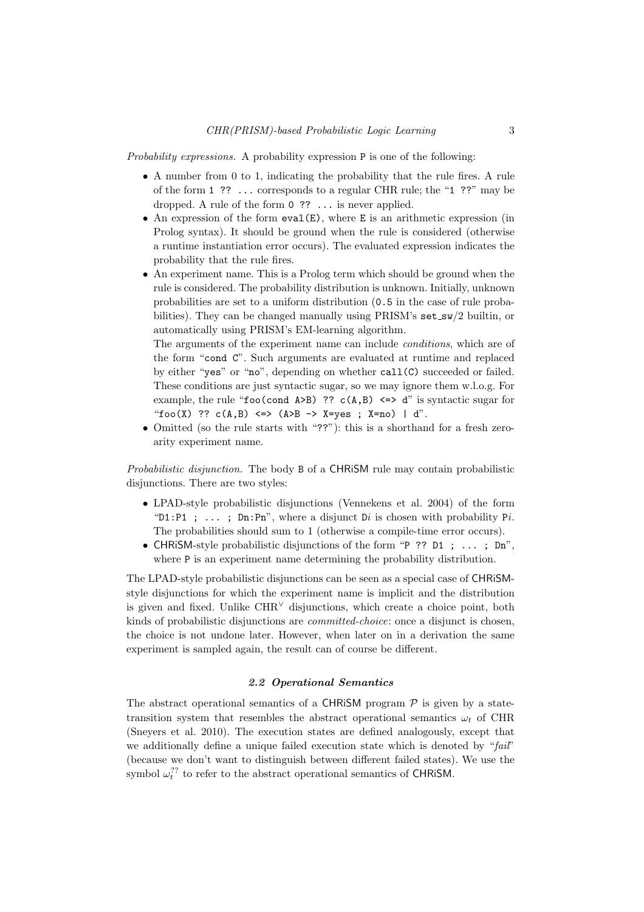*Probability expressions.* A probability expression `P` is one of the following:

- A number from 0 to 1, indicating the probability that the rule fires. A rule of the form `1 ?? ...` corresponds to a regular CHR rule; the "`1 ??`" may be dropped. A rule of the form `0 ?? ...` is never applied.
- An expression of the form `eval(E)`, where `E` is an arithmetic expression (in Prolog syntax). It should be ground when the rule is considered (otherwise a runtime instantiation error occurs). The evaluated expression indicates the probability that the rule fires.
- An experiment name. This is a Prolog term which should be ground when the rule is considered. The probability distribution is unknown. Initially, unknown probabilities are set to a uniform distribution (`0.5` in the case of rule probabilities). They can be changed manually using PRISM's `set_sw/2` builtin, or automatically using PRISM's EM-learning algorithm.
  The arguments of the experiment name can include *conditions*, which are of the form "`cond C`". Such arguments are evaluated at runtime and replaced by either "`yes`" or "`no`", depending on whether `call(C)` succeeded or failed. These conditions are just syntactic sugar, so we may ignore them w.l.o.g. For example, the rule "`foo(cond A>B) ?? c(A,B) <=> d`" is syntactic sugar for "`foo(X) ?? c(A,B) <=> (A>B -> X=yes ; X=no) | d`".
- Omitted (so the rule starts with "`??`"): this is a shorthand for a fresh zero-arity experiment name.

*Probabilistic disjunction.* The body `B` of a CHRiSM rule may contain probabilistic disjunctions. There are two styles:

- LPAD-style probabilistic disjunctions (Vennekens et al. 2004) of the form "`D1:P1 ; ... ; Dn:Pn`", where a disjunct `D`$i$ is chosen with probability `P`$i$. The probabilities should sum to 1 (otherwise a compile-time error occurs).
- CHRiSM-style probabilistic disjunctions of the form "`P ?? D1 ; ... ; Dn`", where `P` is an experiment name determining the probability distribution.

The LPAD-style probabilistic disjunctions can be seen as a special case of CHRiSM-style disjunctions for which the experiment name is implicit and the distribution is given and fixed. Unlike $\text{CHR}^\vee$ disjunctions, which create a choice point, both kinds of probabilistic disjunctions are *committed-choice*: once a disjunct is chosen, the choice is not undone later. However, when later on in a derivation the same experiment is sampled again, the result can of course be different.

### 2.2 Operational Semantics

The abstract operational semantics of a CHRiSM program $\mathcal{P}$ is given by a state-transition system that resembles the abstract operational semantics $\omega_t$ of CHR (Sneyers et al. 2010). The execution states are defined analogously, except that we additionally define a unique failed execution state which is denoted by "*fail*" (because we don't want to distinguish between different failed states). We use the symbol $\omega_t^{??}$ to refer to the abstract operational semantics of CHRiSM.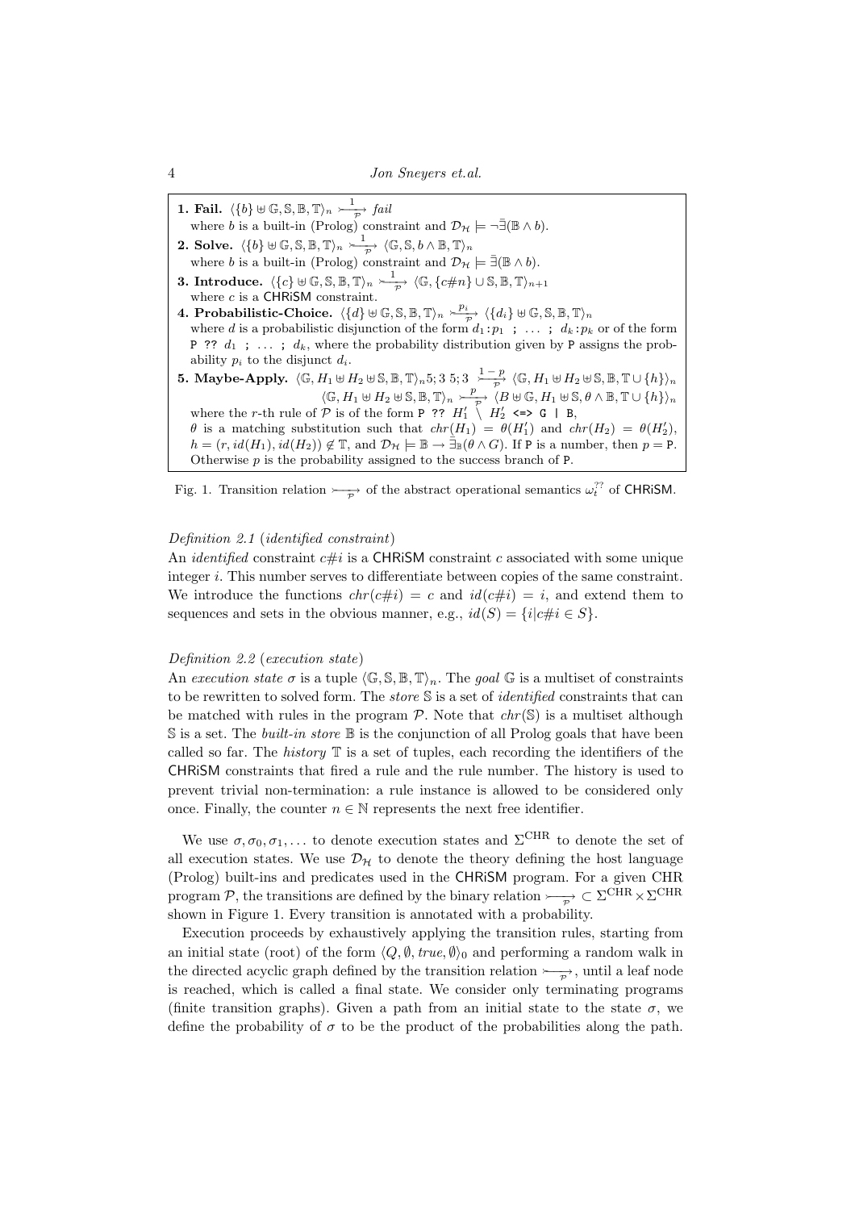**1. Fail.** $\langle \{b\} \uplus \mathbb{G}, \mathbb{S}, \mathbb{B}, \mathbb{T} \rangle_n \overset{1}{\underset{\mathcal{P}}{\rightarrowtail}} \mathit{fail}$
where $b$ is a built-in (Prolog) constraint and $\mathcal{D}_\mathcal{H} \models \neg\bar{\exists}(\mathbb{B} \wedge b)$.

**2. Solve.** $\langle \{b\} \uplus \mathbb{G}, \mathbb{S}, \mathbb{B}, \mathbb{T} \rangle_n \overset{1}{\underset{\mathcal{P}}{\rightarrowtail}} \langle \mathbb{G}, \mathbb{S}, b \wedge \mathbb{B}, \mathbb{T} \rangle_n$
where $b$ is a built-in (Prolog) constraint and $\mathcal{D}_\mathcal{H} \models \bar{\exists}(\mathbb{B} \wedge b)$.

**3. Introduce.** $\langle \{c\} \uplus \mathbb{G}, \mathbb{S}, \mathbb{B}, \mathbb{T} \rangle_n \overset{1}{\underset{\mathcal{P}}{\rightarrowtail}} \langle \mathbb{G}, \{c\#n\} \cup \mathbb{S}, \mathbb{B}, \mathbb{T} \rangle_{n+1}$
where $c$ is a CHRiSM constraint.

**4. Probabilistic-Choice.** $\langle \{d\} \uplus \mathbb{G}, \mathbb{S}, \mathbb{B}, \mathbb{T} \rangle_n \overset{p_i}{\underset{\mathcal{P}}{\rightarrowtail}} \langle \{d_i\} \uplus \mathbb{G}, \mathbb{S}, \mathbb{B}, \mathbb{T} \rangle_n$
where $d$ is a probabilistic disjunction of the form $d_1$:$p_1$ ; ... ; $d_k$:$p_k$ or of the form `P ??` $d_1$ ; ... ; $d_k$, where the probability distribution given by `P` assigns the probability $p_i$ to the disjunct $d_i$.

**5. Maybe-Apply.** $\langle \mathbb{G}, H_1 \uplus H_2 \uplus \mathbb{S}, \mathbb{B}, \mathbb{T} \rangle_n 5; 3\ 5; 3 \overset{1-p}{\underset{\mathcal{P}}{\rightarrowtail}} \langle \mathbb{G}, H_1 \uplus H_2 \uplus \mathbb{S}, \mathbb{B}, \mathbb{T} \cup \{h\} \rangle_n$
$\langle \mathbb{G}, H_1 \uplus H_2 \uplus \mathbb{S}, \mathbb{B}, \mathbb{T} \rangle_n \overset{p}{\underset{\mathcal{P}}{\rightarrowtail}} \langle B \uplus \mathbb{G}, H_1 \uplus \mathbb{S}, \theta \wedge \mathbb{B}, \mathbb{T} \cup \{h\} \rangle_n$
where the $r$-th rule of $\mathcal{P}$ is of the form `P ??` $H_1' \setminus H_2'$ `<=> G | B`,
$\theta$ is a matching substitution such that $chr(H_1) = \theta(H_1')$ and $chr(H_2) = \theta(H_2')$, $h = (r, id(H_1), id(H_2)) \notin \mathbb{T}$, and $\mathcal{D}_\mathcal{H} \models \mathbb{B} \rightarrow \bar{\exists}_\mathbb{B}(\theta \wedge G)$. If `P` is a number, then $p =$ `P`. Otherwise $p$ is the probability assigned to the success branch of `P`.

Fig. 1. Transition relation $\underset{\mathcal{P}}{\rightarrowtail}$ of the abstract operational semantics $\omega_t^{??}$ of CHRiSM.

*Definition 2.1* (*identified constraint*)
An *identified* constraint $c\#i$ is a CHRiSM constraint $c$ associated with some unique integer $i$. This number serves to differentiate between copies of the same constraint. We introduce the functions $chr(c\#i) = c$ and $id(c\#i) = i$, and extend them to sequences and sets in the obvious manner, e.g., $id(S) = \{i | c\#i \in S\}$.

*Definition 2.2* (*execution state*)
An *execution state* $\sigma$ is a tuple $\langle \mathbb{G}, \mathbb{S}, \mathbb{B}, \mathbb{T} \rangle_n$. The *goal* $\mathbb{G}$ is a multiset of constraints to be rewritten to solved form. The *store* $\mathbb{S}$ is a set of *identified* constraints that can be matched with rules in the program $\mathcal{P}$. Note that $chr(\mathbb{S})$ is a multiset although $\mathbb{S}$ is a set. The *built-in store* $\mathbb{B}$ is the conjunction of all Prolog goals that have been called so far. The *history* $\mathbb{T}$ is a set of tuples, each recording the identifiers of the CHRiSM constraints that fired a rule and the rule number. The history is used to prevent trivial non-termination: a rule instance is allowed to be considered only once. Finally, the counter $n \in \mathbb{N}$ represents the next free identifier.

We use $\sigma, \sigma_0, \sigma_1, \ldots$ to denote execution states and $\Sigma^{\mathrm{CHR}}$ to denote the set of all execution states. We use $\mathcal{D}_\mathcal{H}$ to denote the theory defining the host language (Prolog) built-ins and predicates used in the CHRiSM program. For a given CHR program $\mathcal{P}$, the transitions are defined by the binary relation $\underset{\mathcal{P}}{\rightarrowtail} \subset \Sigma^{\mathrm{CHR}} \times \Sigma^{\mathrm{CHR}}$ shown in Figure 1. Every transition is annotated with a probability.

Execution proceeds by exhaustively applying the transition rules, starting from an initial state (root) of the form $\langle Q, \emptyset, \mathit{true}, \emptyset \rangle_0$ and performing a random walk in the directed acyclic graph defined by the transition relation $\underset{\mathcal{P}}{\rightarrowtail}$, until a leaf node is reached, which is called a final state. We consider only terminating programs (finite transition graphs). Given a path from an initial state to the state $\sigma$, we define the probability of $\sigma$ to be the product of the probabilities along the path.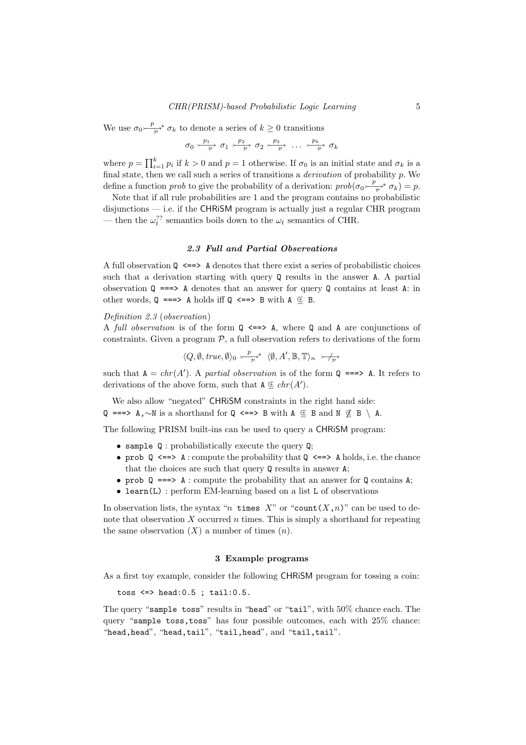We use $\sigma_0 \overset{p}{\underset{\mathcal{P}}{\rightarrowtail}}^* \sigma_k$ to denote a series of $k \geq 0$ transitions

$$\sigma_0 \overset{p_1}{\underset{\mathcal{P}}{\rightarrowtail}} \sigma_1 \overset{p_2}{\underset{\mathcal{P}}{\rightarrowtail}} \sigma_2 \overset{p_3}{\underset{\mathcal{P}}{\rightarrowtail}} \ldots \overset{p_k}{\underset{\mathcal{P}}{\rightarrowtail}} \sigma_k$$

where $p = \prod_{i=1}^{k} p_i$ if $k > 0$ and $p = 1$ otherwise. If $\sigma_0$ is an initial state and $\sigma_k$ is a final state, then we call such a series of transitions a *derivation* of probability $p$. We define a function *prob* to give the probability of a derivation: $prob(\sigma_0 \overset{p}{\underset{\mathcal{P}}{\rightarrowtail}}^* \sigma_k) = p$.

Note that if all rule probabilities are 1 and the program contains no probabilistic disjunctions — i.e. if the CHRiSM program is actually just a regular CHR program — then the $\omega_t^{??}$ semantics boils down to the $\omega_t$ semantics of CHR.

### 2.3 Full and Partial Observations

A full observation `Q <==> A` denotes that there exist a series of probabilistic choices such that a derivation starting with query `Q` results in the answer `A`. A partial observation `Q ===> A` denotes that an answer for query `Q` contains at least `A`: in other words, `Q ===> A` holds iff `Q <==> B` with `A` $\Subset$ `B`.

*Definition 2.3* (*observation*)
A *full observation* is of the form `Q <==> A`, where `Q` and `A` are conjunctions of constraints. Given a program $\mathcal{P}$, a full observation refers to derivations of the form

$$\langle Q, \emptyset, true, \emptyset \rangle_0 \overset{p}{\underset{\mathcal{P}}{\rightarrowtail}}^* \langle \emptyset, A', \mathbb{B}, \mathbb{T} \rangle_n \not\underset{\mathcal{P}}{\rightarrowtail}$$

such that `A` $= chr(A')$. A *partial observation* is of the form `Q ===> A`. It refers to derivations of the above form, such that `A` $\Subset chr(A')$.

We also allow "negated" CHRiSM constraints in the right hand side:
`Q ===> A,`$\sim$`N` is a shorthand for `Q <==> B` with `A` $\Subset$ `B` and `N` $\not\Subset$ `B` $\setminus$ `A`.

The following PRISM built-ins can be used to query a CHRiSM program:

- `sample Q` : probabilistically execute the query `Q`;
- `prob Q <==> A` : compute the probability that `Q <==> A` holds, i.e. the chance that the choices are such that query `Q` results in answer `A`;
- `prob Q ===> A` : compute the probability that an answer for `Q` contains `A`;
- `learn(L)` : perform EM-learning based on a list `L` of observations

In observation lists, the syntax "$n$ `times` $X$" or "`count(`$X$`,`$n$`)`" can be used to denote that observation $X$ occurred $n$ times. This is simply a shorthand for repeating the same observation ($X$) a number of times ($n$).

## 3 Example programs

As a first toy example, consider the following CHRiSM program for tossing a coin:

```
toss <=> head:0.5 ; tail:0.5.
```

The query "`sample toss`" results in "`head`" or "`tail`", with 50% chance each. The query "`sample toss,toss`" has four possible outcomes, each with 25% chance: "`head,head`", "`head,tail`", "`tail,head`", and "`tail,tail`".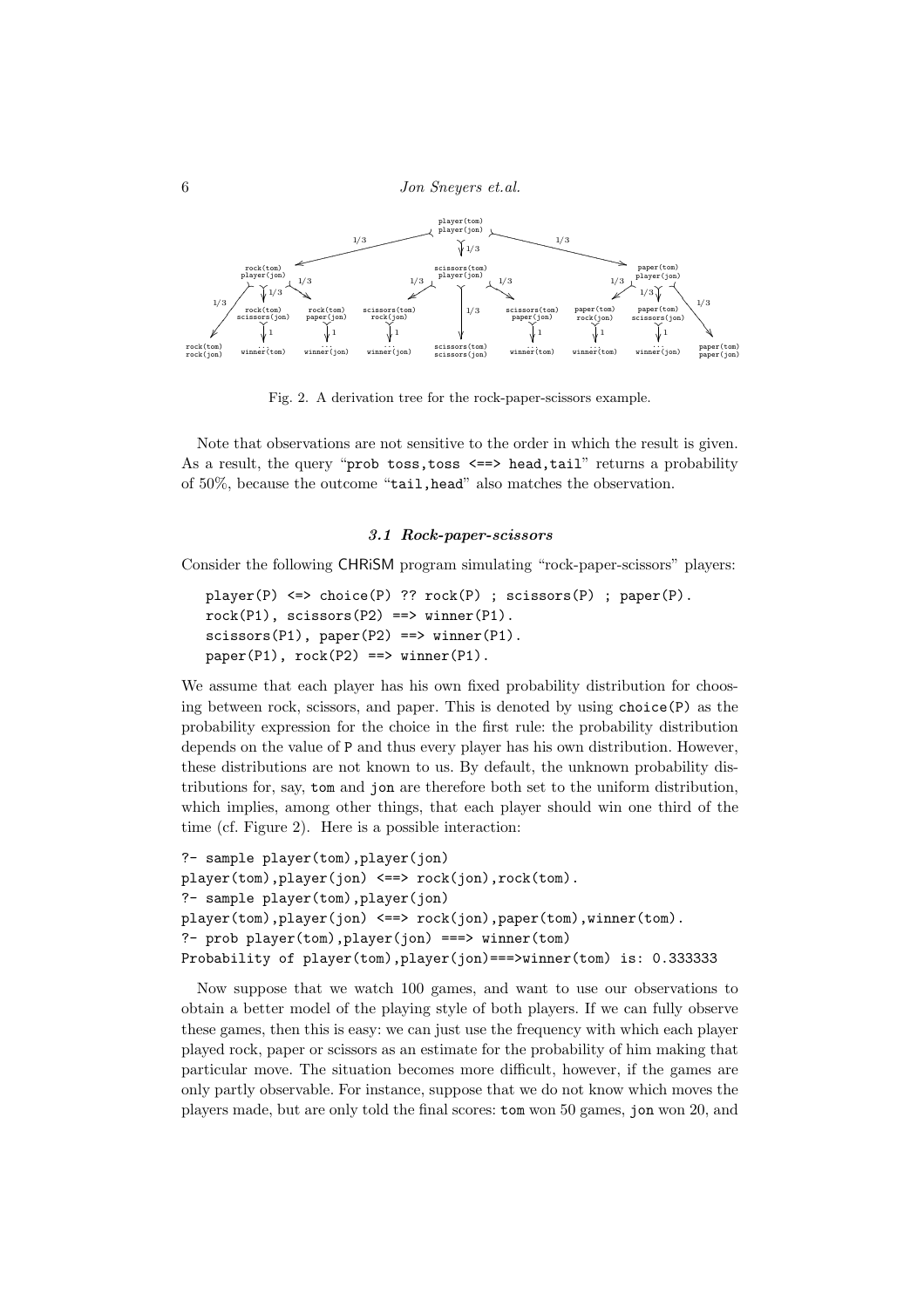Fig. 2. A derivation tree for the rock-paper-scissors example.

Note that observations are not sensitive to the order in which the result is given. As a result, the query "`prob toss,toss <==> head,tail`" returns a probability of 50%, because the outcome "`tail,head`" also matches the observation.

### *3.1 Rock-paper-scissors*

Consider the following CHRiSM program simulating "rock-paper-scissors" players:

```
player(P) <=> choice(P) ?? rock(P) ; scissors(P) ; paper(P).
rock(P1), scissors(P2) ==> winner(P1).
scissors(P1), paper(P2) ==> winner(P1).
paper(P1), rock(P2) ==> winner(P1).
```

We assume that each player has his own fixed probability distribution for choosing between rock, scissors, and paper. This is denoted by using `choice(P)` as the probability expression for the choice in the first rule: the probability distribution depends on the value of `P` and thus every player has his own distribution. However, these distributions are not known to us. By default, the unknown probability distributions for, say, `tom` and `jon` are therefore both set to the uniform distribution, which implies, among other things, that each player should win one third of the time (cf. Figure 2). Here is a possible interaction:

```
?- sample player(tom),player(jon)
player(tom),player(jon) <==> rock(jon),rock(tom).
?- sample player(tom),player(jon)
player(tom),player(jon) <==> rock(jon),paper(tom),winner(tom).
?- prob player(tom),player(jon) ===> winner(tom)
Probability of player(tom),player(jon)===>winner(tom) is: 0.333333
```

Now suppose that we watch 100 games, and want to use our observations to obtain a better model of the playing style of both players. If we can fully observe these games, then this is easy: we can just use the frequency with which each player played rock, paper or scissors as an estimate for the probability of him making that particular move. The situation becomes more difficult, however, if the games are only partly observable. For instance, suppose that we do not know which moves the players made, but are only told the final scores: `tom` won 50 games, `jon` won 20, and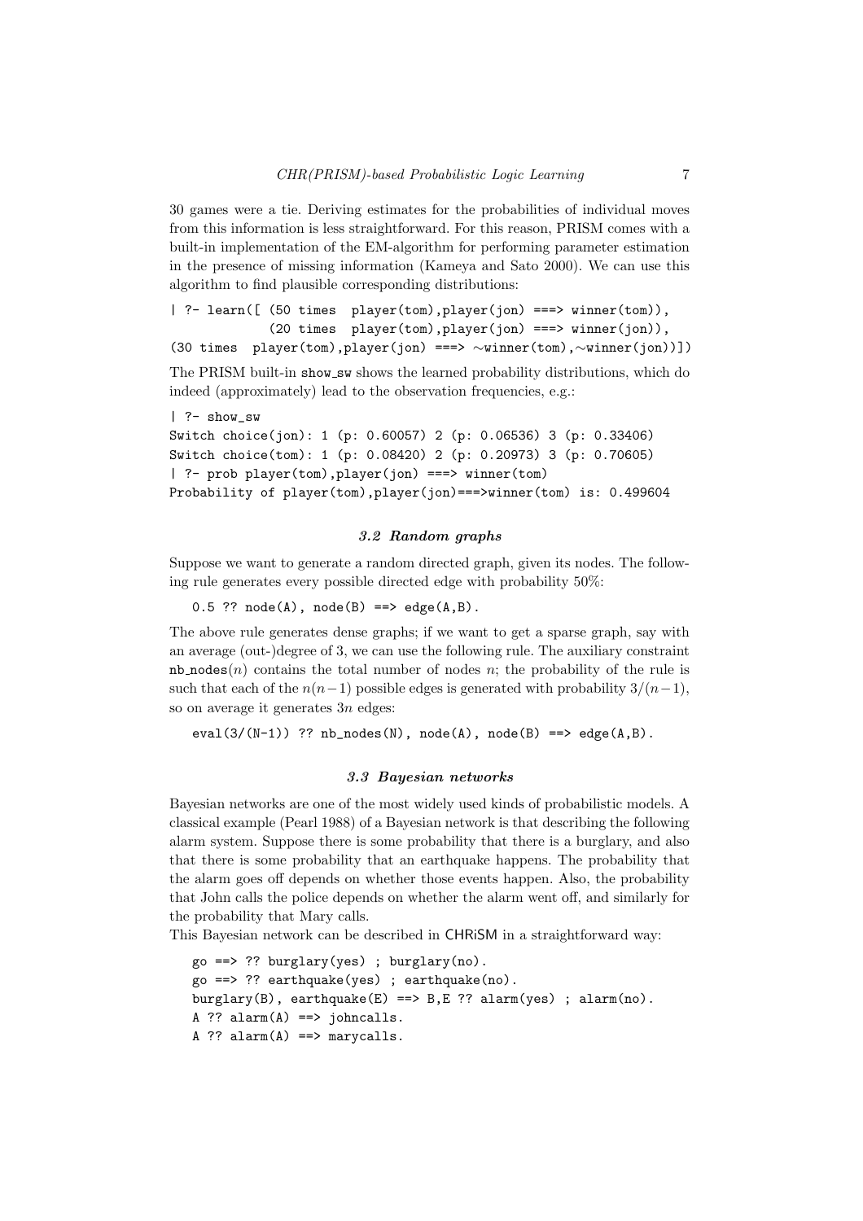30 games were a tie. Deriving estimates for the probabilities of individual moves from this information is less straightforward. For this reason, PRISM comes with a built-in implementation of the EM-algorithm for performing parameter estimation in the presence of missing information (Kameya and Sato 2000). We can use this algorithm to find plausible corresponding distributions:

```
| ?- learn([ (50 times  player(tom),player(jon) ===> winner(tom)),
             (20 times  player(tom),player(jon) ===> winner(jon)),
(30 times  player(tom),player(jon) ===> ∼winner(tom),∼winner(jon))])
```

The PRISM built-in show_sw shows the learned probability distributions, which do indeed (approximately) lead to the observation frequencies, e.g.:

```
| ?- show_sw
Switch choice(jon): 1 (p: 0.60057) 2 (p: 0.06536) 3 (p: 0.33406)
Switch choice(tom): 1 (p: 0.08420) 2 (p: 0.20973) 3 (p: 0.70605)
| ?- prob player(tom),player(jon) ===> winner(tom)
Probability of player(tom),player(jon)===>winner(tom) is: 0.499604
```

### 3.2 Random graphs

Suppose we want to generate a random directed graph, given its nodes. The following rule generates every possible directed edge with probability 50%:

```
0.5 ?? node(A), node(B) ==> edge(A,B).
```

The above rule generates dense graphs; if we want to get a sparse graph, say with an average (out-)degree of 3, we can use the following rule. The auxiliary constraint nb_nodes($n$) contains the total number of nodes $n$; the probability of the rule is such that each of the $n(n-1)$ possible edges is generated with probability $3/(n-1)$, so on average it generates $3n$ edges:

```
eval(3/(N-1)) ?? nb_nodes(N), node(A), node(B) ==> edge(A,B).
```

### 3.3 Bayesian networks

Bayesian networks are one of the most widely used kinds of probabilistic models. A classical example (Pearl 1988) of a Bayesian network is that describing the following alarm system. Suppose there is some probability that there is a burglary, and also that there is some probability that an earthquake happens. The probability that the alarm goes off depends on whether those events happen. Also, the probability that John calls the police depends on whether the alarm went off, and similarly for the probability that Mary calls.

This Bayesian network can be described in CHRiSM in a straightforward way:

```
go ==> ?? burglary(yes) ; burglary(no).
go ==> ?? earthquake(yes) ; earthquake(no).
burglary(B), earthquake(E) ==> B,E ?? alarm(yes) ; alarm(no).
A ?? alarm(A) ==> johncalls.
A ?? alarm(A) ==> marycalls.
```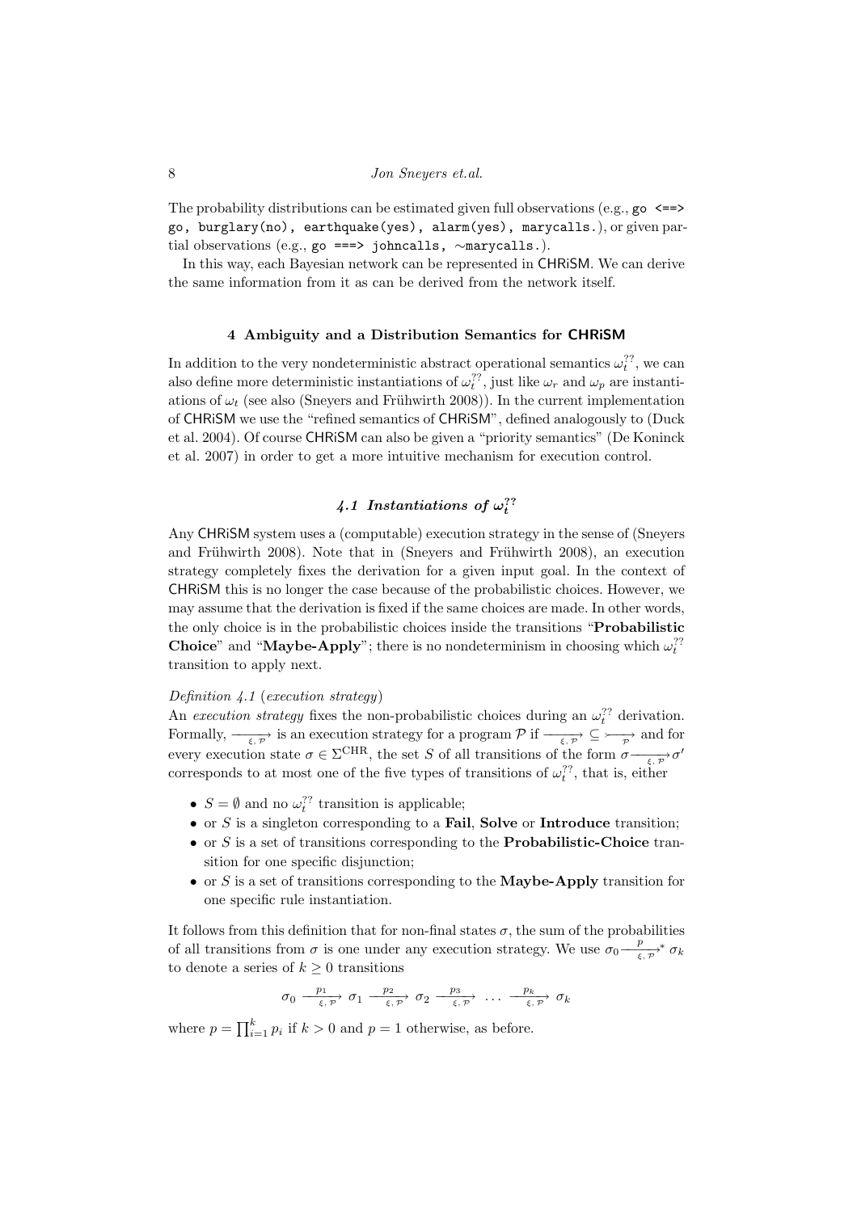The probability distributions can be estimated given full observations (e.g., `go <==> go, burglary(no), earthquake(yes), alarm(yes), marycalls.`), or given partial observations (e.g., `go ===> johncalls, ∼marycalls.`).

In this way, each Bayesian network can be represented in CHRiSM. We can derive the same information from it as can be derived from the network itself.

## 4 Ambiguity and a Distribution Semantics for CHRiSM

In addition to the very nondeterministic abstract operational semantics $\omega_t^{??}$, we can also define more deterministic instantiations of $\omega_t^{??}$, just like $\omega_r$ and $\omega_p$ are instantiations of $\omega_t$ (see also (Sneyers and Frühwirth 2008)). In the current implementation of CHRiSM we use the "refined semantics of CHRiSM", defined analogously to (Duck et al. 2004). Of course CHRiSM can also be given a "priority semantics" (De Koninck et al. 2007) in order to get a more intuitive mechanism for execution control.

### 4.1 Instantiations of $\omega_t^{??}$

Any CHRiSM system uses a (computable) execution strategy in the sense of (Sneyers and Frühwirth 2008). Note that in (Sneyers and Frühwirth 2008), an execution strategy completely fixes the derivation for a given input goal. In the context of CHRiSM this is no longer the case because of the probabilistic choices. However, we may assume that the derivation is fixed if the same choices are made. In other words, the only choice is in the probabilistic choices inside the transitions "**Probabilistic Choice**" and "**Maybe-Apply**"; there is no nondeterminism in choosing which $\omega_t^{??}$ transition to apply next.

*Definition 4.1* (*execution strategy*)
An *execution strategy* fixes the non-probabilistic choices during an $\omega_t^{??}$ derivation. Formally, $\xrightarrow[\xi,\mathcal{P}]{}$ is an execution strategy for a program $\mathcal{P}$ if $\xrightarrow[\xi,\mathcal{P}]{} \subseteq \xrightarrow[\mathcal{P}]{}$ and for every execution state $\sigma \in \Sigma^{\text{CHR}}$, the set $S$ of all transitions of the form $\sigma \xrightarrow[\xi,\mathcal{P}]{} \sigma'$ corresponds to at most one of the five types of transitions of $\omega_t^{??}$, that is, either

- $S = \emptyset$ and no $\omega_t^{??}$ transition is applicable;
- or $S$ is a singleton corresponding to a **Fail**, **Solve** or **Introduce** transition;
- or $S$ is a set of transitions corresponding to the **Probabilistic-Choice** transition for one specific disjunction;
- or $S$ is a set of transitions corresponding to the **Maybe-Apply** transition for one specific rule instantiation.

It follows from this definition that for non-final states $\sigma$, the sum of the probabilities of all transitions from $\sigma$ is one under any execution strategy. We use $\sigma_0 \xrightarrow[\xi,\mathcal{P}]{p}{}^{*} \sigma_k$ to denote a series of $k \geq 0$ transitions

$$\sigma_0 \xrightarrow[\xi,\mathcal{P}]{p_1} \sigma_1 \xrightarrow[\xi,\mathcal{P}]{p_2} \sigma_2 \xrightarrow[\xi,\mathcal{P}]{p_3} \ldots \xrightarrow[\xi,\mathcal{P}]{p_k} \sigma_k$$

where $p = \prod_{i=1}^{k} p_i$ if $k > 0$ and $p = 1$ otherwise, as before.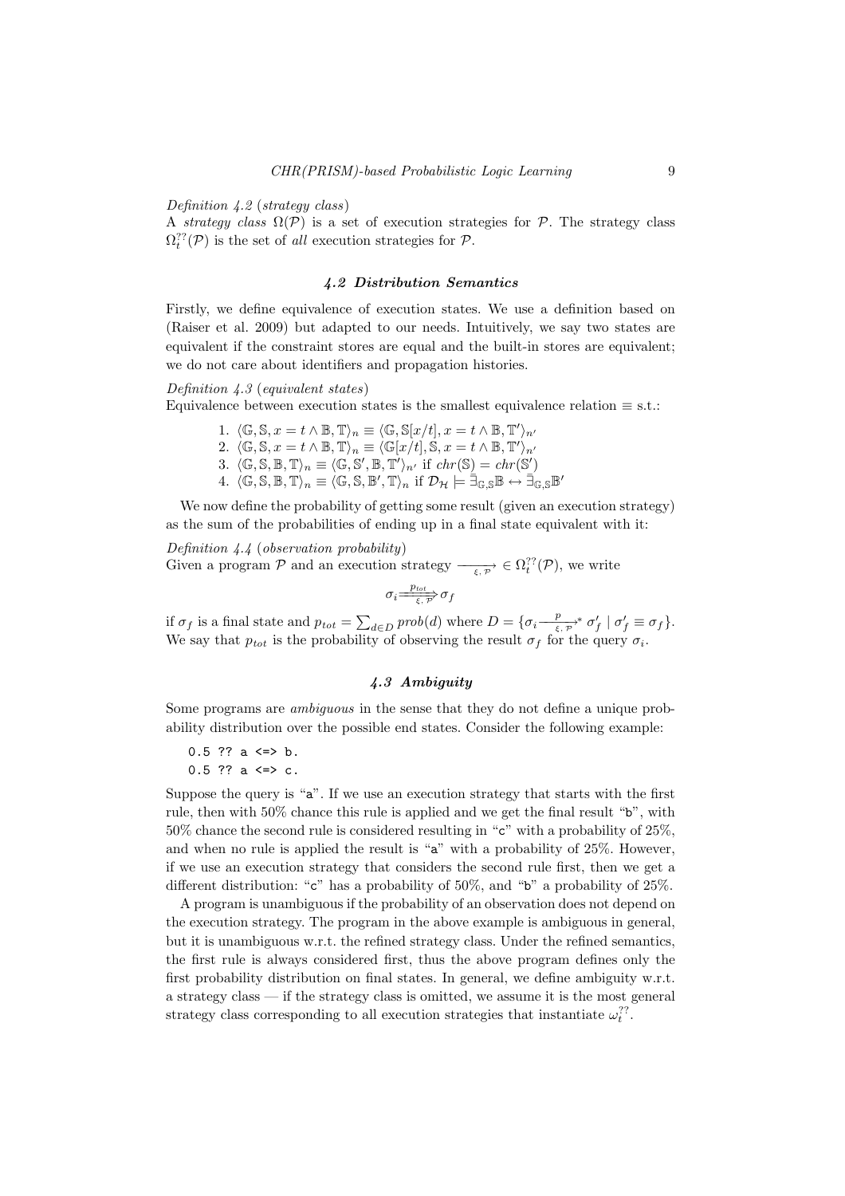*Definition 4.2* (*strategy class*)
A *strategy class* $\Omega(\mathcal{P})$ is a set of execution strategies for $\mathcal{P}$. The strategy class $\Omega_t^{??}(\mathcal{P})$ is the set of *all* execution strategies for $\mathcal{P}$.

### *4.2 Distribution Semantics*

Firstly, we define equivalence of execution states. We use a definition based on (Raiser et al. 2009) but adapted to our needs. Intuitively, we say two states are equivalent if the constraint stores are equal and the built-in stores are equivalent; we do not care about identifiers and propagation histories.

*Definition 4.3* (*equivalent states*)
Equivalence between execution states is the smallest equivalence relation $\equiv$ s.t.:

1. $\langle \mathbb{G}, \mathbb{S}, x = t \wedge \mathbb{B}, \mathbb{T} \rangle_n \equiv \langle \mathbb{G}, \mathbb{S}[x/t], x = t \wedge \mathbb{B}, \mathbb{T}' \rangle_{n'}$
2. $\langle \mathbb{G}, \mathbb{S}, x = t \wedge \mathbb{B}, \mathbb{T} \rangle_n \equiv \langle \mathbb{G}[x/t], \mathbb{S}, x = t \wedge \mathbb{B}, \mathbb{T}' \rangle_{n'}$
3. $\langle \mathbb{G}, \mathbb{S}, \mathbb{B}, \mathbb{T} \rangle_n \equiv \langle \mathbb{G}, \mathbb{S}', \mathbb{B}, \mathbb{T}' \rangle_{n'}$ if $chr(\mathbb{S}) = chr(\mathbb{S}')$
4. $\langle \mathbb{G}, \mathbb{S}, \mathbb{B}, \mathbb{T} \rangle_n \equiv \langle \mathbb{G}, \mathbb{S}, \mathbb{B}', \mathbb{T} \rangle_n$ if $\mathcal{D}_{\mathcal{H}} \models \bar{\exists}_{\mathbb{G},\mathbb{S}} \mathbb{B} \leftrightarrow \bar{\exists}_{\mathbb{G},\mathbb{S}} \mathbb{B}'$

We now define the probability of getting some result (given an execution strategy) as the sum of the probabilities of ending up in a final state equivalent with it:

*Definition 4.4* (*observation probability*)
Given a program $\mathcal{P}$ and an execution strategy $\xrightarrow[\xi,\,\mathcal{P}]{} \in \Omega_t^{??}(\mathcal{P})$, we write

$$\sigma_i \overset{p_{tot}}{\underset{\xi,\,\mathcal{P}}{\Longrightarrow}} \sigma_f$$

if $\sigma_f$ is a final state and $p_{tot} = \sum_{d \in D} prob(d)$ where $D = \{\sigma_i \overset{p}{\underset{\xi,\,\mathcal{P}}{\rightarrowtail}}{}^{*}\, \sigma'_f \mid \sigma'_f \equiv \sigma_f\}$. We say that $p_{tot}$ is the probability of observing the result $\sigma_f$ for the query $\sigma_i$.

### *4.3 Ambiguity*

Some programs are *ambiguous* in the sense that they do not define a unique probability distribution over the possible end states. Consider the following example:

```
0.5 ?? a <=> b.
0.5 ?? a <=> c.
```

Suppose the query is "a". If we use an execution strategy that starts with the first rule, then with 50% chance this rule is applied and we get the final result "b", with 50% chance the second rule is considered resulting in "c" with a probability of 25%, and when no rule is applied the result is "a" with a probability of 25%. However, if we use an execution strategy that considers the second rule first, then we get a different distribution: "c" has a probability of 50%, and "b" a probability of 25%.

A program is unambiguous if the probability of an observation does not depend on the execution strategy. The program in the above example is ambiguous in general, but it is unambiguous w.r.t. the refined strategy class. Under the refined semantics, the first rule is always considered first, thus the above program defines only the first probability distribution on final states. In general, we define ambiguity w.r.t. a strategy class — if the strategy class is omitted, we assume it is the most general strategy class corresponding to all execution strategies that instantiate $\omega_t^{??}$.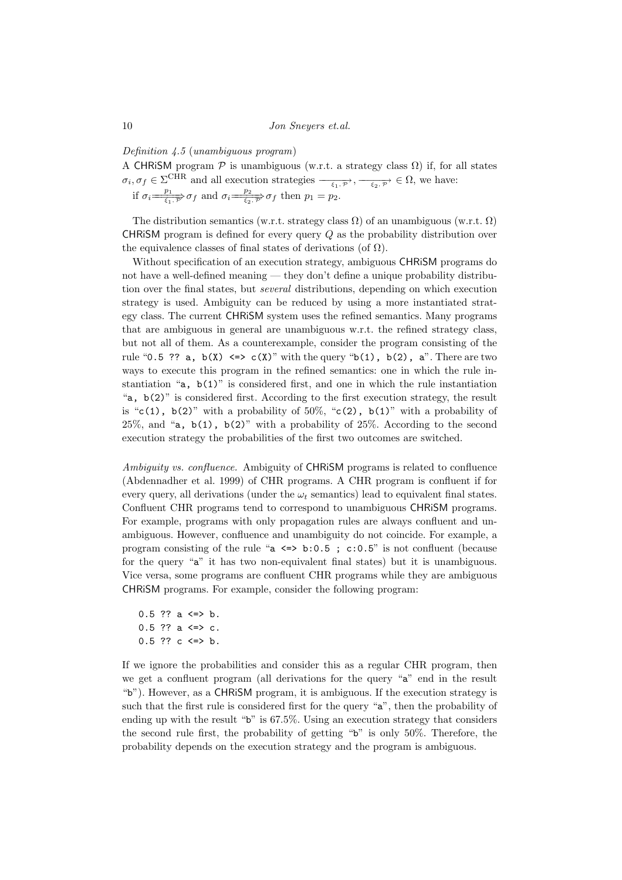*Definition 4.5* (*unambiguous program*)

A CHRiSM program $\mathcal{P}$ is unambiguous (w.r.t. a strategy class $\Omega$) if, for all states $\sigma_i, \sigma_f \in \Sigma^{\text{CHR}}$ and all execution strategies $\xrightarrow[\xi_1, \mathcal{P}]{}, \xrightarrow[\xi_2, \mathcal{P}]{} \in \Omega$, we have:
if $\sigma_i \overset{p_1}{\underset{\xi_1, \mathcal{P}}{\Longrightarrow}} \sigma_f$ and $\sigma_i \overset{p_2}{\underset{\xi_2, \mathcal{P}}{\Longrightarrow}} \sigma_f$ then $p_1 = p_2$.

The distribution semantics (w.r.t. strategy class $\Omega$) of an unambiguous (w.r.t. $\Omega$) CHRiSM program is defined for every query $Q$ as the probability distribution over the equivalence classes of final states of derivations (of $\Omega$).

Without specification of an execution strategy, ambiguous CHRiSM programs do not have a well-defined meaning — they don't define a unique probability distribution over the final states, but *several* distributions, depending on which execution strategy is used. Ambiguity can be reduced by using a more instantiated strategy class. The current CHRiSM system uses the refined semantics. Many programs that are ambiguous in general are unambiguous w.r.t. the refined strategy class, but not all of them. As a counterexample, consider the program consisting of the rule "`0.5 ?? a, b(X) <=> c(X)`" with the query "`b(1), b(2), a`". There are two ways to execute this program in the refined semantics: one in which the rule instantiation "`a, b(1)`" is considered first, and one in which the rule instantiation "`a, b(2)`" is considered first. According to the first execution strategy, the result is "`c(1), b(2)`" with a probability of 50%, "`c(2), b(1)`" with a probability of 25%, and "`a, b(1), b(2)`" with a probability of 25%. According to the second execution strategy the probabilities of the first two outcomes are switched.

*Ambiguity vs. confluence.* Ambiguity of CHRiSM programs is related to confluence (Abdennadher et al. 1999) of CHR programs. A CHR program is confluent if for every query, all derivations (under the $\omega_t$ semantics) lead to equivalent final states. Confluent CHR programs tend to correspond to unambiguous CHRiSM programs. For example, programs with only propagation rules are always confluent and unambiguous. However, confluence and unambiguity do not coincide. For example, a program consisting of the rule "`a <=> b:0.5 ; c:0.5`" is not confluent (because for the query "`a`" it has two non-equivalent final states) but it is unambiguous. Vice versa, some programs are confluent CHR programs while they are ambiguous CHRiSM programs. For example, consider the following program:

```
0.5 ?? a <=> b.
0.5 ?? a <=> c.
0.5 ?? c <=> b.
```

If we ignore the probabilities and consider this as a regular CHR program, then we get a confluent program (all derivations for the query "`a`" end in the result "`b`"). However, as a CHRiSM program, it is ambiguous. If the execution strategy is such that the first rule is considered first for the query "`a`", then the probability of ending up with the result "`b`" is 67.5%. Using an execution strategy that considers the second rule first, the probability of getting "`b`" is only 50%. Therefore, the probability depends on the execution strategy and the program is ambiguous.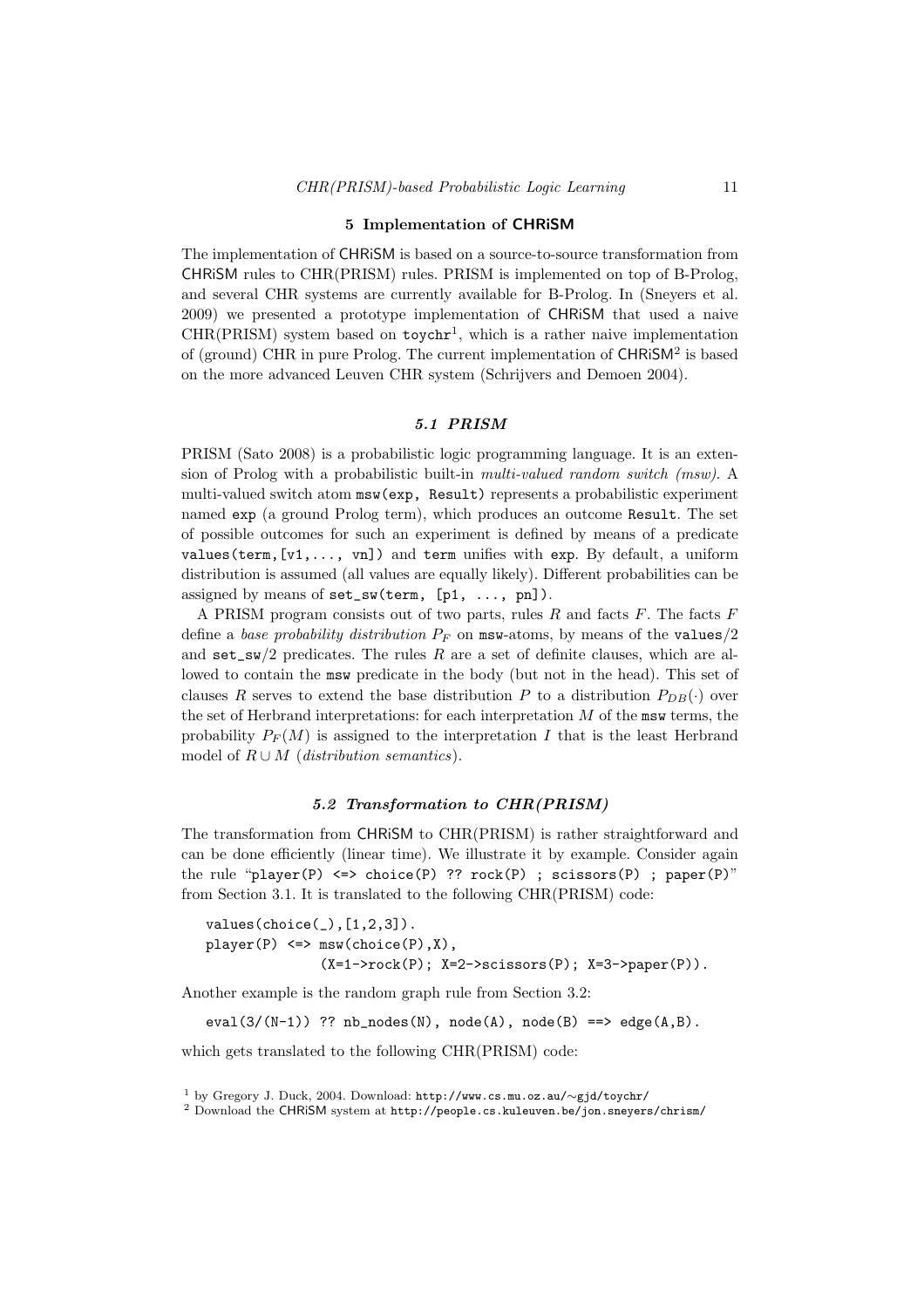## 5 Implementation of CHRiSM

The implementation of CHRiSM is based on a source-to-source transformation from CHRiSM rules to CHR(PRISM) rules. PRISM is implemented on top of B-Prolog, and several CHR systems are currently available for B-Prolog. In (Sneyers et al. 2009) we presented a prototype implementation of CHRiSM that used a naive CHR(PRISM) system based on `toychr`[1], which is a rather naive implementation of (ground) CHR in pure Prolog. The current implementation of CHRiSM[2] is based on the more advanced Leuven CHR system (Schrijvers and Demoen 2004).

### 5.1 PRISM

PRISM (Sato 2008) is a probabilistic logic programming language. It is an extension of Prolog with a probabilistic built-in *multi-valued random switch (msw)*. A multi-valued switch atom `msw(exp, Result)` represents a probabilistic experiment named `exp` (a ground Prolog term), which produces an outcome `Result`. The set of possible outcomes for such an experiment is defined by means of a predicate `values(term,[v1,..., vn])` and `term` unifies with `exp`. By default, a uniform distribution is assumed (all values are equally likely). Different probabilities can be assigned by means of `set_sw(term, [p1, ..., pn])`.

A PRISM program consists out of two parts, rules $R$ and facts $F$. The facts $F$ define a *base probability distribution* $P_F$ on `msw`-atoms, by means of the `values`/2 and `set_sw`/2 predicates. The rules $R$ are a set of definite clauses, which are allowed to contain the `msw` predicate in the body (but not in the head). This set of clauses $R$ serves to extend the base distribution $P$ to a distribution $P_{DB}(\cdot)$ over the set of Herbrand interpretations: for each interpretation $M$ of the `msw` terms, the probability $P_F(M)$ is assigned to the interpretation $I$ that is the least Herbrand model of $R \cup M$ (*distribution semantics*).

### 5.2 Transformation to CHR(PRISM)

The transformation from CHRiSM to CHR(PRISM) is rather straightforward and can be done efficiently (linear time). We illustrate it by example. Consider again the rule "`player(P) <=> choice(P) ?? rock(P) ; scissors(P) ; paper(P)`" from Section 3.1. It is translated to the following CHR(PRISM) code:

```
values(choice(_),[1,2,3]).
player(P) <=> msw(choice(P),X),
              (X=1->rock(P); X=2->scissors(P); X=3->paper(P)).
```

Another example is the random graph rule from Section 3.2:

```
eval(3/(N-1)) ?? nb_nodes(N), node(A), node(B) ==> edge(A,B).
```

which gets translated to the following CHR(PRISM) code:

[1] by Gregory J. Duck, 2004. Download: http://www.cs.mu.oz.au/∼gjd/toychr/

[2] Download the CHRiSM system at http://people.cs.kuleuven.be/jon.sneyers/chrism/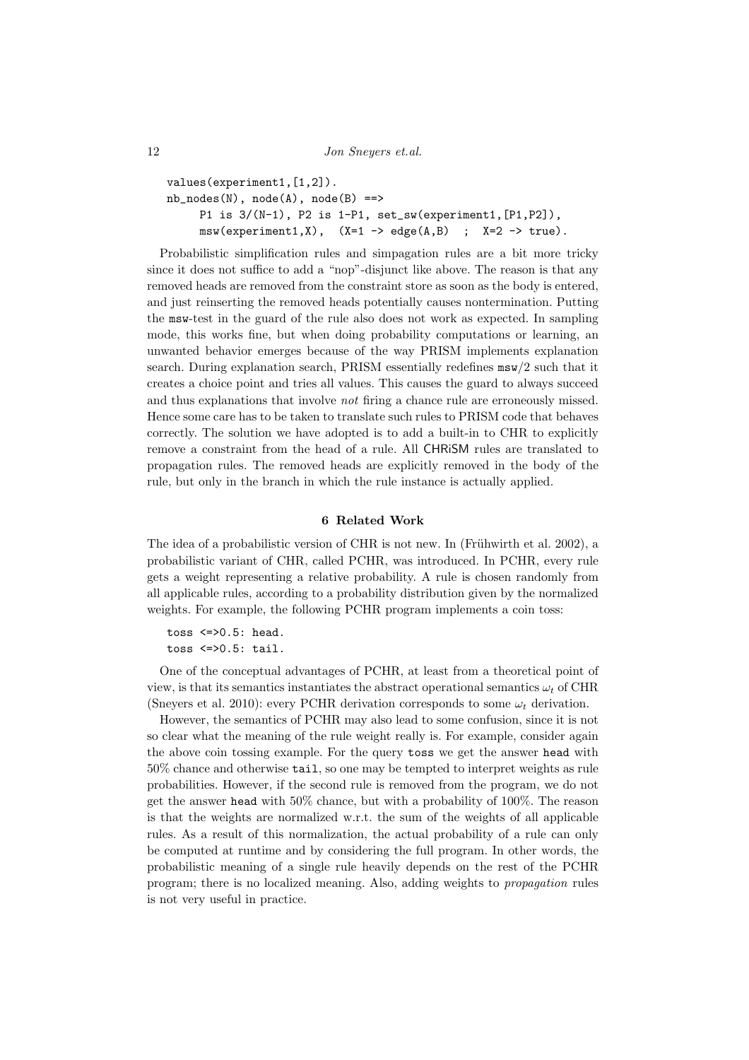```
values(experiment1,[1,2]).
nb_nodes(N), node(A), node(B) ==>
     P1 is 3/(N-1), P2 is 1-P1, set_sw(experiment1,[P1,P2]),
     msw(experiment1,X),  (X=1 -> edge(A,B)  ;  X=2 -> true).
```

Probabilistic simplification rules and simpagation rules are a bit more tricky since it does not suffice to add a "nop"-disjunct like above. The reason is that any removed heads are removed from the constraint store as soon as the body is entered, and just reinserting the removed heads potentially causes nontermination. Putting the `msw`-test in the guard of the rule also does not work as expected. In sampling mode, this works fine, but when doing probability computations or learning, an unwanted behavior emerges because of the way PRISM implements explanation search. During explanation search, PRISM essentially redefines `msw/2` such that it creates a choice point and tries all values. This causes the guard to always succeed and thus explanations that involve *not* firing a chance rule are erroneously missed. Hence some care has to be taken to translate such rules to PRISM code that behaves correctly. The solution we have adopted is to add a built-in to CHR to explicitly remove a constraint from the head of a rule. All CHRiSM rules are translated to propagation rules. The removed heads are explicitly removed in the body of the rule, but only in the branch in which the rule instance is actually applied.

## 6 Related Work

The idea of a probabilistic version of CHR is not new. In (Frühwirth et al. 2002), a probabilistic variant of CHR, called PCHR, was introduced. In PCHR, every rule gets a weight representing a relative probability. A rule is chosen randomly from all applicable rules, according to a probability distribution given by the normalized weights. For example, the following PCHR program implements a coin toss:

```
toss <=>0.5: head.
toss <=>0.5: tail.
```

One of the conceptual advantages of PCHR, at least from a theoretical point of view, is that its semantics instantiates the abstract operational semantics $\omega_t$ of CHR (Sneyers et al. 2010): every PCHR derivation corresponds to some $\omega_t$ derivation.

However, the semantics of PCHR may also lead to some confusion, since it is not so clear what the meaning of the rule weight really is. For example, consider again the above coin tossing example. For the query `toss` we get the answer `head` with 50% chance and otherwise `tail`, so one may be tempted to interpret weights as rule probabilities. However, if the second rule is removed from the program, we do not get the answer `head` with 50% chance, but with a probability of 100%. The reason is that the weights are normalized w.r.t. the sum of the weights of all applicable rules. As a result of this normalization, the actual probability of a rule can only be computed at runtime and by considering the full program. In other words, the probabilistic meaning of a single rule heavily depends on the rest of the PCHR program; there is no localized meaning. Also, adding weights to *propagation* rules is not very useful in practice.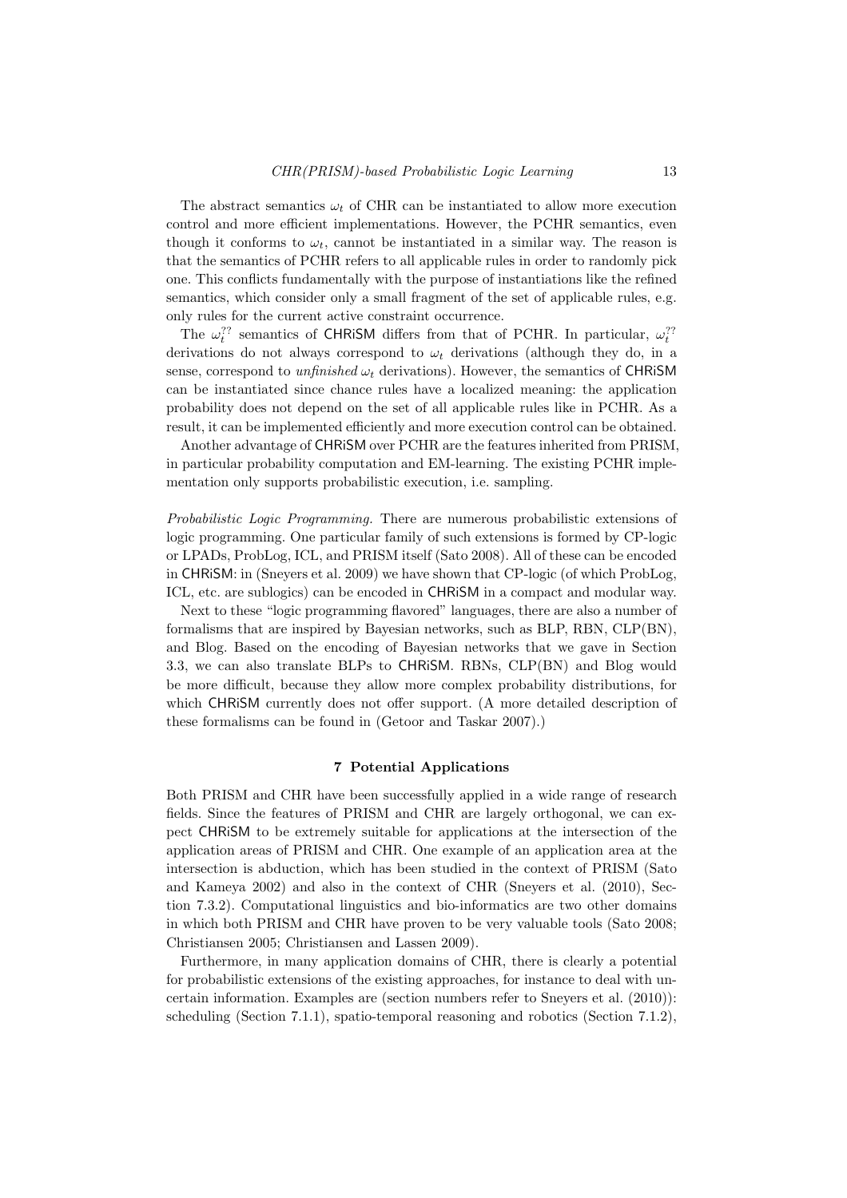The abstract semantics $\omega_t$ of CHR can be instantiated to allow more execution control and more efficient implementations. However, the PCHR semantics, even though it conforms to $\omega_t$, cannot be instantiated in a similar way. The reason is that the semantics of PCHR refers to all applicable rules in order to randomly pick one. This conflicts fundamentally with the purpose of instantiations like the refined semantics, which consider only a small fragment of the set of applicable rules, e.g. only rules for the current active constraint occurrence.

The $\omega_t^{??}$ semantics of CHRiSM differs from that of PCHR. In particular, $\omega_t^{??}$ derivations do not always correspond to $\omega_t$ derivations (although they do, in a sense, correspond to *unfinished* $\omega_t$ derivations). However, the semantics of CHRiSM can be instantiated since chance rules have a localized meaning: the application probability does not depend on the set of all applicable rules like in PCHR. As a result, it can be implemented efficiently and more execution control can be obtained.

Another advantage of CHRiSM over PCHR are the features inherited from PRISM, in particular probability computation and EM-learning. The existing PCHR implementation only supports probabilistic execution, i.e. sampling.

*Probabilistic Logic Programming.* There are numerous probabilistic extensions of logic programming. One particular family of such extensions is formed by CP-logic or LPADs, ProbLog, ICL, and PRISM itself (Sato 2008). All of these can be encoded in CHRiSM: in (Sneyers et al. 2009) we have shown that CP-logic (of which ProbLog, ICL, etc. are sublogics) can be encoded in CHRiSM in a compact and modular way.

Next to these "logic programming flavored" languages, there are also a number of formalisms that are inspired by Bayesian networks, such as BLP, RBN, CLP(BN), and Blog. Based on the encoding of Bayesian networks that we gave in Section 3.3, we can also translate BLPs to CHRiSM. RBNs, CLP(BN) and Blog would be more difficult, because they allow more complex probability distributions, for which CHRiSM currently does not offer support. (A more detailed description of these formalisms can be found in (Getoor and Taskar 2007).)

## 7 Potential Applications

Both PRISM and CHR have been successfully applied in a wide range of research fields. Since the features of PRISM and CHR are largely orthogonal, we can expect CHRiSM to be extremely suitable for applications at the intersection of the application areas of PRISM and CHR. One example of an application area at the intersection is abduction, which has been studied in the context of PRISM (Sato and Kameya 2002) and also in the context of CHR (Sneyers et al. (2010), Section 7.3.2). Computational linguistics and bio-informatics are two other domains in which both PRISM and CHR have proven to be very valuable tools (Sato 2008; Christiansen 2005; Christiansen and Lassen 2009).

Furthermore, in many application domains of CHR, there is clearly a potential for probabilistic extensions of the existing approaches, for instance to deal with uncertain information. Examples are (section numbers refer to Sneyers et al. (2010)): scheduling (Section 7.1.1), spatio-temporal reasoning and robotics (Section 7.1.2),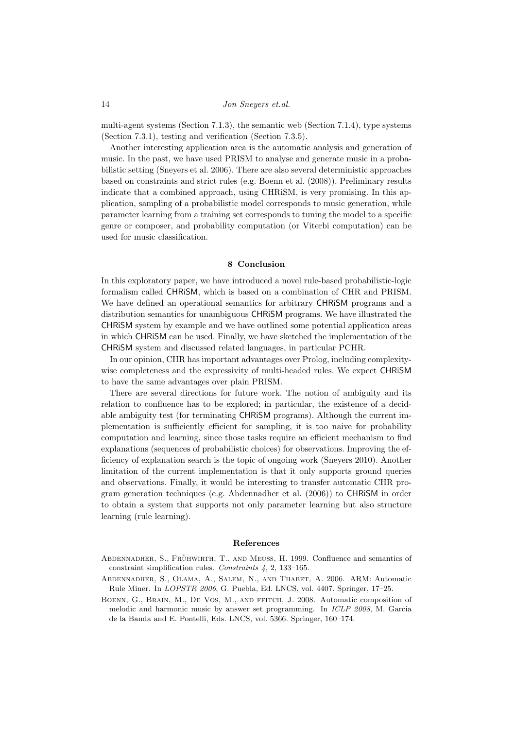multi-agent systems (Section 7.1.3), the semantic web (Section 7.1.4), type systems (Section 7.3.1), testing and verification (Section 7.3.5).

Another interesting application area is the automatic analysis and generation of music. In the past, we have used PRISM to analyse and generate music in a probabilistic setting (Sneyers et al. 2006). There are also several deterministic approaches based on constraints and strict rules (e.g. Boenn et al. (2008)). Preliminary results indicate that a combined approach, using CHRiSM, is very promising. In this application, sampling of a probabilistic model corresponds to music generation, while parameter learning from a training set corresponds to tuning the model to a specific genre or composer, and probability computation (or Viterbi computation) can be used for music classification.

## 8 Conclusion

In this exploratory paper, we have introduced a novel rule-based probabilistic-logic formalism called CHRiSM, which is based on a combination of CHR and PRISM. We have defined an operational semantics for arbitrary CHRiSM programs and a distribution semantics for unambiguous CHRiSM programs. We have illustrated the CHRiSM system by example and we have outlined some potential application areas in which CHRiSM can be used. Finally, we have sketched the implementation of the CHRiSM system and discussed related languages, in particular PCHR.

In our opinion, CHR has important advantages over Prolog, including complexity-wise completeness and the expressivity of multi-headed rules. We expect CHRiSM to have the same advantages over plain PRISM.

There are several directions for future work. The notion of ambiguity and its relation to confluence has to be explored; in particular, the existence of a decidable ambiguity test (for terminating CHRiSM programs). Although the current implementation is sufficiently efficient for sampling, it is too naive for probability computation and learning, since those tasks require an efficient mechanism to find explanations (sequences of probabilistic choices) for observations. Improving the efficiency of explanation search is the topic of ongoing work (Sneyers 2010). Another limitation of the current implementation is that it only supports ground queries and observations. Finally, it would be interesting to transfer automatic CHR program generation techniques (e.g. Abdennadher et al. (2006)) to CHRiSM in order to obtain a system that supports not only parameter learning but also structure learning (rule learning).

## References

Abdennadher, S., Frühwirth, T., and Meuss, H. 1999. Confluence and semantics of constraint simplification rules. *Constraints 4,* 2, 133–165.

Abdennadher, S., Olama, A., Salem, N., and Thabet, A. 2006. ARM: Automatic Rule Miner. In *LOPSTR 2006*, G. Puebla, Ed. LNCS, vol. 4407. Springer, 17–25.

Boenn, G., Brain, M., De Vos, M., and ffitch, J. 2008. Automatic composition of melodic and harmonic music by answer set programming. In *ICLP 2008*, M. Garcia de la Banda and E. Pontelli, Eds. LNCS, vol. 5366. Springer, 160–174.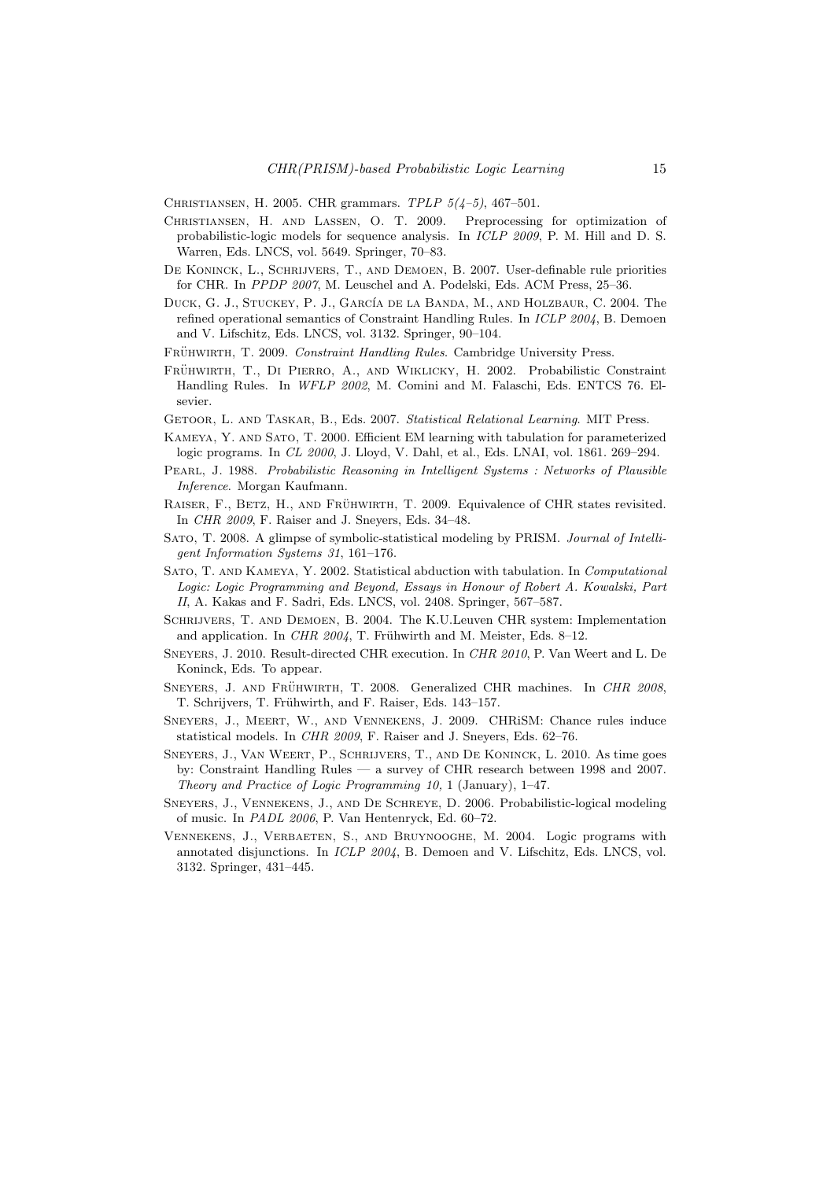Christiansen, H. 2005. CHR grammars. *TPLP 5(4–5)*, 467–501.

Christiansen, H. and Lassen, O. T. 2009. Preprocessing for optimization of probabilistic-logic models for sequence analysis. In *ICLP 2009*, P. M. Hill and D. S. Warren, Eds. LNCS, vol. 5649. Springer, 70–83.

De Koninck, L., Schrijvers, T., and Demoen, B. 2007. User-definable rule priorities for CHR. In *PPDP 2007*, M. Leuschel and A. Podelski, Eds. ACM Press, 25–36.

Duck, G. J., Stuckey, P. J., García de la Banda, M., and Holzbaur, C. 2004. The refined operational semantics of Constraint Handling Rules. In *ICLP 2004*, B. Demoen and V. Lifschitz, Eds. LNCS, vol. 3132. Springer, 90–104.

Frühwirth, T. 2009. *Constraint Handling Rules*. Cambridge University Press.

Frühwirth, T., Di Pierro, A., and Wiklicky, H. 2002. Probabilistic Constraint Handling Rules. In *WFLP 2002*, M. Comini and M. Falaschi, Eds. ENTCS 76. Elsevier.

Getoor, L. and Taskar, B., Eds. 2007. *Statistical Relational Learning*. MIT Press.

Kameya, Y. and Sato, T. 2000. Efficient EM learning with tabulation for parameterized logic programs. In *CL 2000*, J. Lloyd, V. Dahl, et al., Eds. LNAI, vol. 1861. 269–294.

Pearl, J. 1988. *Probabilistic Reasoning in Intelligent Systems : Networks of Plausible Inference*. Morgan Kaufmann.

Raiser, F., Betz, H., and Frühwirth, T. 2009. Equivalence of CHR states revisited. In *CHR 2009*, F. Raiser and J. Sneyers, Eds. 34–48.

Sato, T. 2008. A glimpse of symbolic-statistical modeling by PRISM. *Journal of Intelligent Information Systems 31*, 161–176.

Sato, T. and Kameya, Y. 2002. Statistical abduction with tabulation. In *Computational Logic: Logic Programming and Beyond, Essays in Honour of Robert A. Kowalski, Part II*, A. Kakas and F. Sadri, Eds. LNCS, vol. 2408. Springer, 567–587.

Schrijvers, T. and Demoen, B. 2004. The K.U.Leuven CHR system: Implementation and application. In *CHR 2004*, T. Frühwirth and M. Meister, Eds. 8–12.

Sneyers, J. 2010. Result-directed CHR execution. In *CHR 2010*, P. Van Weert and L. De Koninck, Eds. To appear.

Sneyers, J. and Frühwirth, T. 2008. Generalized CHR machines. In *CHR 2008*, T. Schrijvers, T. Frühwirth, and F. Raiser, Eds. 143–157.

Sneyers, J., Meert, W., and Vennekens, J. 2009. CHRiSM: Chance rules induce statistical models. In *CHR 2009*, F. Raiser and J. Sneyers, Eds. 62–76.

Sneyers, J., Van Weert, P., Schrijvers, T., and De Koninck, L. 2010. As time goes by: Constraint Handling Rules — a survey of CHR research between 1998 and 2007. *Theory and Practice of Logic Programming 10*, 1 (January), 1–47.

Sneyers, J., Vennekens, J., and De Schreye, D. 2006. Probabilistic-logical modeling of music. In *PADL 2006*, P. Van Hentenryck, Ed. 60–72.

Vennekens, J., Verbaeten, S., and Bruynooghe, M. 2004. Logic programs with annotated disjunctions. In *ICLP 2004*, B. Demoen and V. Lifschitz, Eds. LNCS, vol. 3132. Springer, 431–445.